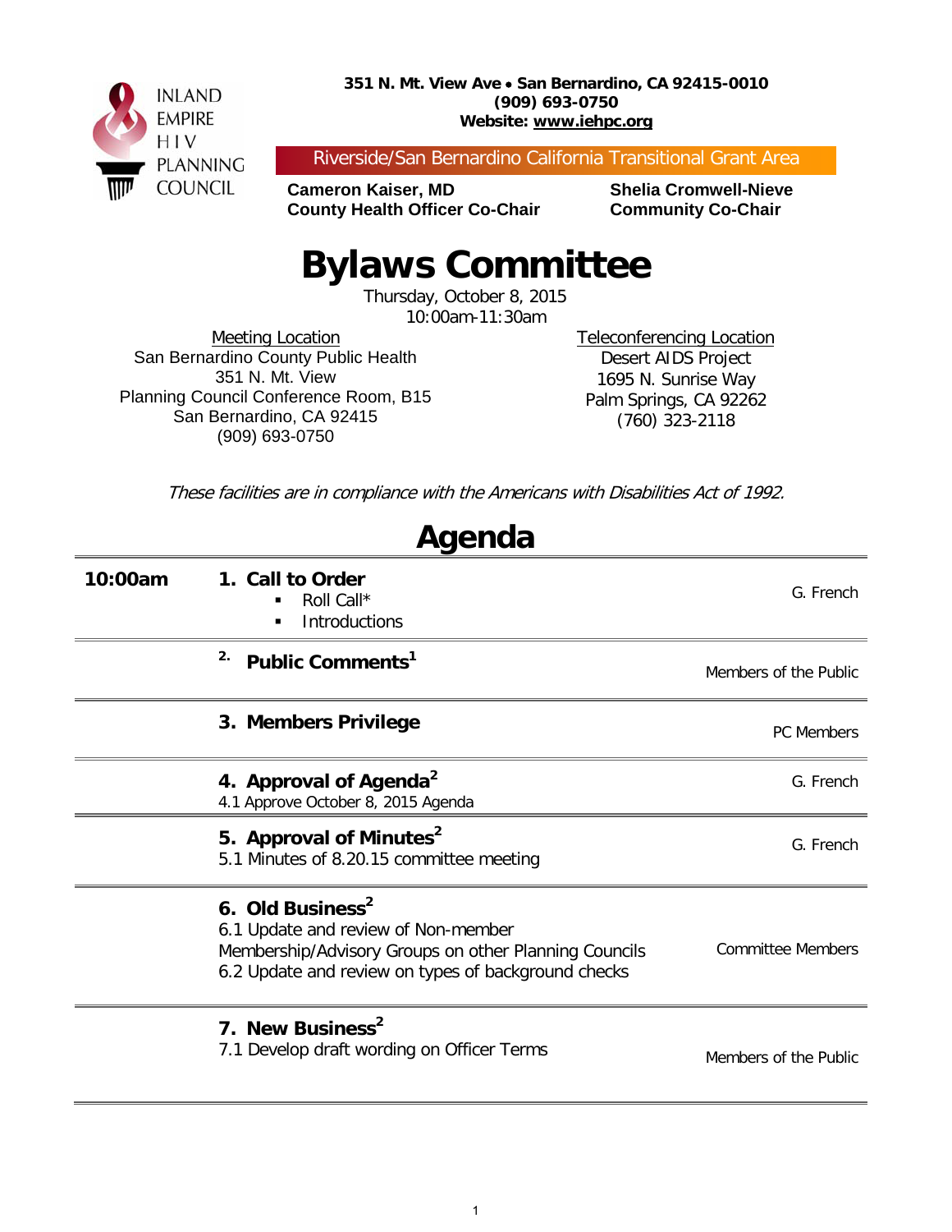INLAND EMPIRE HIV PLANNING COUNCIL

**351 N. Mt. View Ave • San Bernardino, CA 92415-0010**
**(909) 693-0750**
**Website: www.iehpc.org**

Riverside/San Bernardino California Transitional Grant Area

**Cameron Kaiser, MD**
**County Health Officer Co-Chair**

**Shelia Cromwell-Nieve**
**Community Co-Chair**

# Bylaws Committee

Thursday, October 8, 2015
10:00am-11:30am

Meeting Location
San Bernardino County Public Health
351 N. Mt. View
Planning Council Conference Room, B15
San Bernardino, CA 92415
(909) 693-0750

Teleconferencing Location
Desert AIDS Project
1695 N. Sunrise Way
Palm Springs, CA 92262
(760) 323-2118

*These facilities are in compliance with the Americans with Disabilities Act of 1992.*

## Agenda

| | | |
|---|---|---|
| **10:00am** | **1. Call to Order**<br>▪ Roll Call*<br>▪ Introductions | G. French |
| | **2. Public Comments**[1] | Members of the Public |
| | **3. Members Privilege** | PC Members |
| | **4. Approval of Agenda**[2]<br>4.1 Approve October 8, 2015 Agenda | G. French |
| | **5. Approval of Minutes**[2]<br>5.1 Minutes of 8.20.15 committee meeting | G. French |
| | **6. Old Business**[2]<br>6.1 Update and review of Non-member Membership/Advisory Groups on other Planning Councils<br>6.2 Update and review on types of background checks | Committee Members |
| | **7. New Business**[2]<br>7.1 Develop draft wording on Officer Terms | Members of the Public |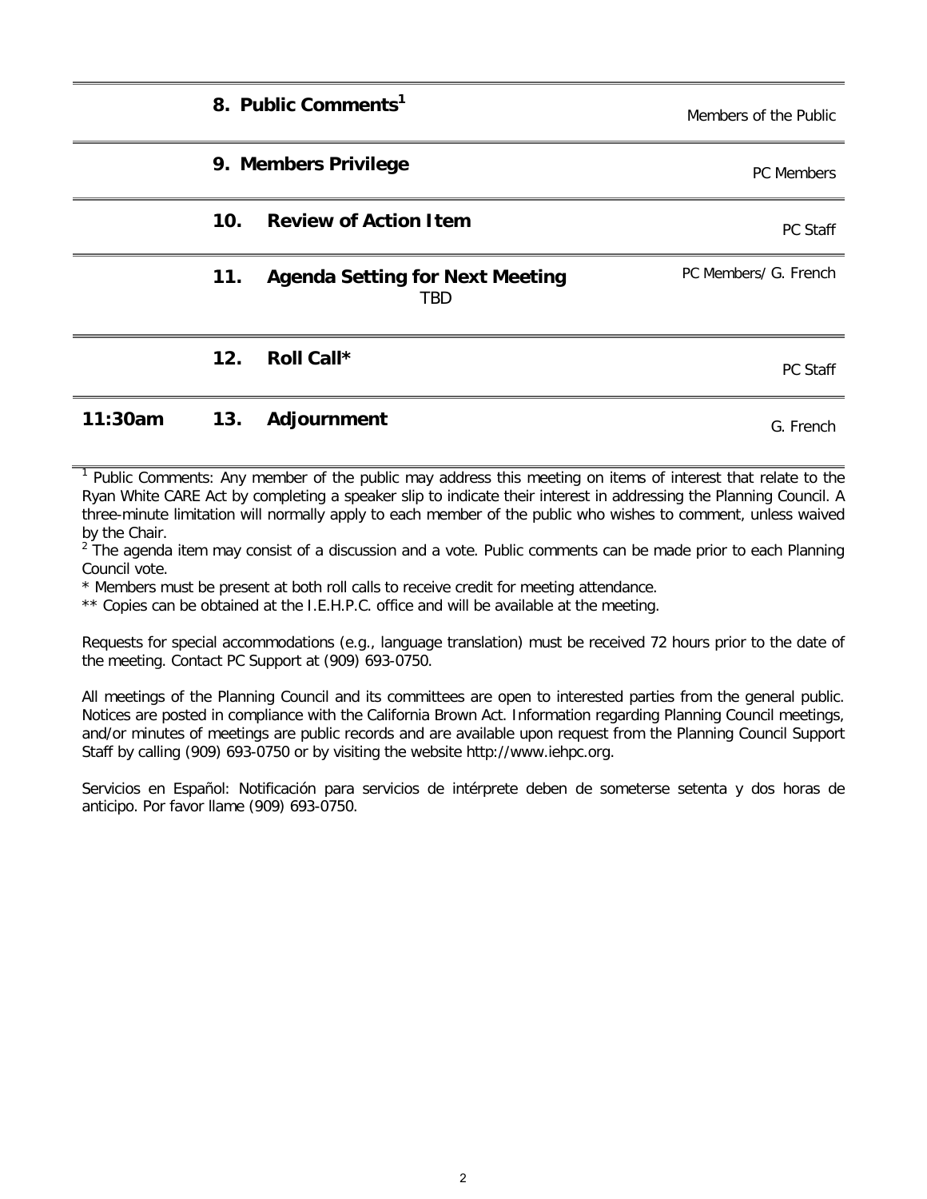| | | | |
|---|---|---|---|
| | **8. Public Comments**[1] | | Members of the Public |
| | **9. Members Privilege** | | PC Members |
| | **10.** | **Review of Action Item** | PC Staff |
| | **11.** | **Agenda Setting for Next Meeting** TBD | PC Members/ G. French |
| | **12.** | **Roll Call*** | PC Staff |
| **11:30am** | **13.** | **Adjournment** | G. French |

[1] Public Comments: Any member of the public may address this meeting on items of interest that relate to the Ryan White CARE Act by completing a speaker slip to indicate their interest in addressing the Planning Council. A three-minute limitation will normally apply to each member of the public who wishes to comment, unless waived by the Chair.

[2] The agenda item may consist of a discussion and a vote. Public comments can be made prior to each Planning Council vote.

\* Members must be present at both roll calls to receive credit for meeting attendance.

\*\* Copies can be obtained at the I.E.H.P.C. office and will be available at the meeting.

Requests for special accommodations (e.g., language translation) must be received 72 hours prior to the date of the meeting. Contact PC Support at (909) 693-0750.

All meetings of the Planning Council and its committees are open to interested parties from the general public. Notices are posted in compliance with the California Brown Act. Information regarding Planning Council meetings, and/or minutes of meetings are public records and are available upon request from the Planning Council Support Staff by calling (909) 693-0750 or by visiting the website http://www.iehpc.org.

Servicios en Español: Notificación para servicios de intérprete deben de someterse setenta y dos horas de anticipo. Por favor llame (909) 693-0750.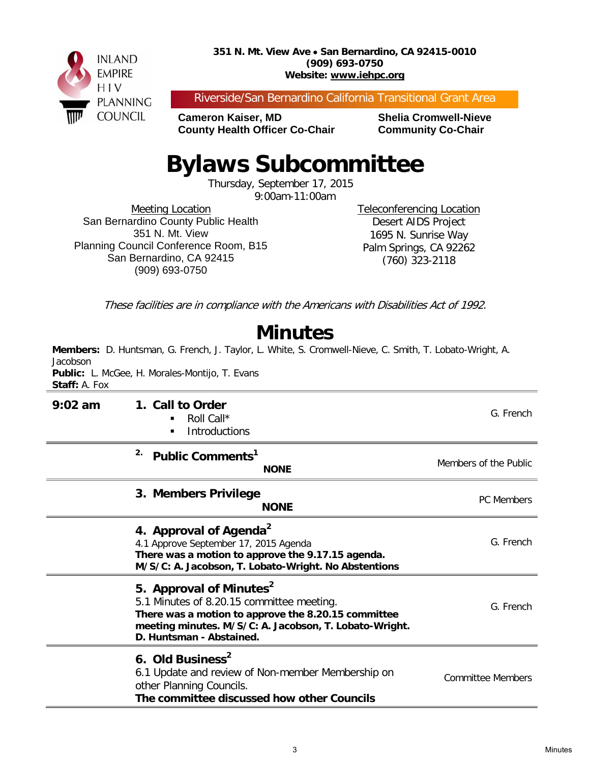INLAND EMPIRE HIV PLANNING COUNCIL

**351 N. Mt. View Ave • San Bernardino, CA 92415-0010**
**(909) 693-0750**
**Website: www.iehpc.org**

Riverside/San Bernardino California Transitional Grant Area

**Cameron Kaiser, MD**
**County Health Officer Co-Chair**

**Shelia Cromwell-Nieve**
**Community Co-Chair**

# Bylaws Subcommittee

Thursday, September 17, 2015
9:00am-11:00am

Meeting Location
San Bernardino County Public Health
351 N. Mt. View
Planning Council Conference Room, B15
San Bernardino, CA 92415
(909) 693-0750

Teleconferencing Location
Desert AIDS Project
1695 N. Sunrise Way
Palm Springs, CA 92262
(760) 323-2118

*These facilities are in compliance with the Americans with Disabilities Act of 1992.*

# Minutes

**Members:** D. Huntsman, G. French, J. Taylor, L. White, S. Cromwell-Nieve, C. Smith, T. Lobato-Wright, A. Jacobson
**Public:** L. McGee, H. Morales-Montijo, T. Evans
**Staff:** A. Fox

| | | |
|---|---|---|
| **9:02 am** | **1. Call to Order**<br>▪ Roll Call*<br>▪ Introductions | G. French |
| | **2. Public Comments[1]**<br>**NONE** | Members of the Public |
| | **3. Members Privilege**<br>**NONE** | PC Members |
| | **4. Approval of Agenda[2]**<br>4.1 Approve September 17, 2015 Agenda<br>**There was a motion to approve the 9.17.15 agenda. M/S/C: A. Jacobson, T. Lobato-Wright. No Abstentions** | G. French |
| | **5. Approval of Minutes[2]**<br>5.1 Minutes of 8.20.15 committee meeting.<br>**There was a motion to approve the 8.20.15 committee meeting minutes. M/S/C: A. Jacobson, T. Lobato-Wright. D. Huntsman - Abstained.** | G. French |
| | **6. Old Business[2]**<br>6.1 Update and review of Non-member Membership on other Planning Councils.<br>**The committee discussed how other Councils** | Committee Members |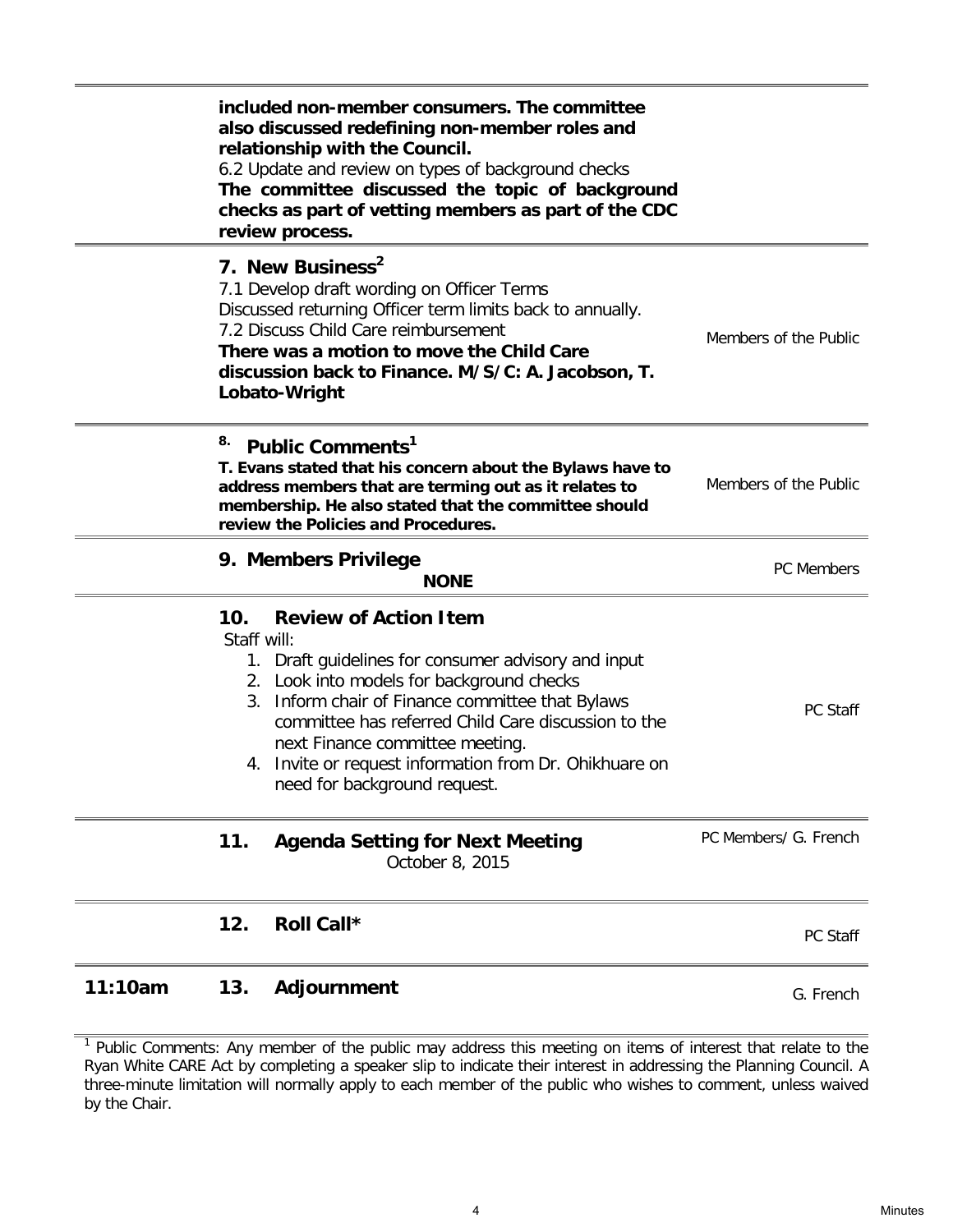| | | |
|---|---|---|
| | **included non-member consumers. The committee also discussed redefining non-member roles and relationship with the Council.**<br>6.2 Update and review on types of background checks<br>**The committee discussed the topic of background checks as part of vetting members as part of the CDC review process.** | |
| | **7. New Business[2]**<br>7.1 Develop draft wording on Officer Terms<br>Discussed returning Officer term limits back to annually.<br>7.2 Discuss Child Care reimbursement<br>**There was a motion to move the Child Care discussion back to Finance. M/S/C: A. Jacobson, T. Lobato-Wright** | Members of the Public |
| | **8. Public Comments[1]**<br>**T. Evans stated that his concern about the Bylaws have to address members that are terming out as it relates to membership. He also stated that the committee should review the Policies and Procedures.** | Members of the Public |
| | **9. Members Privilege**<br>**NONE** | PC Members |
| | **10. Review of Action Item**<br>Staff will:<br>1. Draft guidelines for consumer advisory and input<br>2. Look into models for background checks<br>3. Inform chair of Finance committee that Bylaws committee has referred Child Care discussion to the next Finance committee meeting.<br>4. Invite or request information from Dr. Ohikhuare on need for background request. | PC Staff |
| | **11. Agenda Setting for Next Meeting**<br>October 8, 2015 | PC Members/ G. French |
| | **12. Roll Call*** | PC Staff |
| **11:10am** | **13. Adjournment** | G. French |

[1] Public Comments: Any member of the public may address this meeting on items of interest that relate to the Ryan White CARE Act by completing a speaker slip to indicate their interest in addressing the Planning Council. A three-minute limitation will normally apply to each member of the public who wishes to comment, unless waived by the Chair.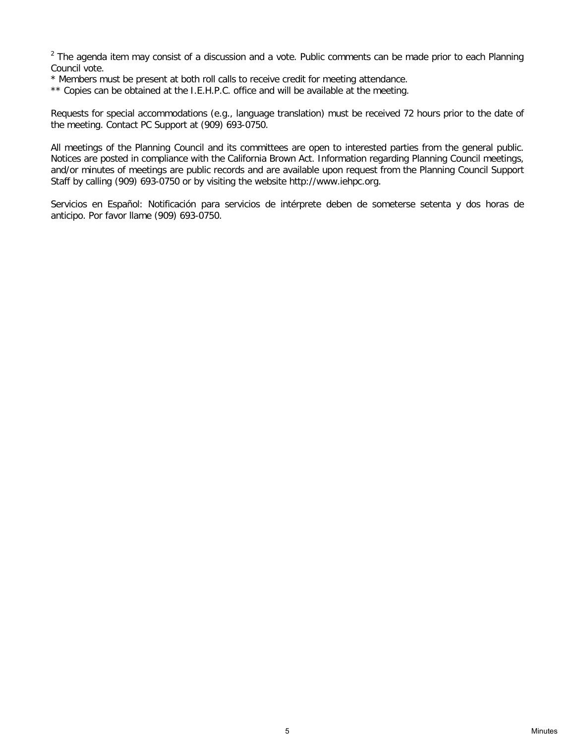[2] The agenda item may consist of a discussion and a vote. Public comments can be made prior to each Planning Council vote.

* Members must be present at both roll calls to receive credit for meeting attendance.

** Copies can be obtained at the I.E.H.P.C. office and will be available at the meeting.

Requests for special accommodations (e.g., language translation) must be received 72 hours prior to the date of the meeting. Contact PC Support at (909) 693-0750.

All meetings of the Planning Council and its committees are open to interested parties from the general public. Notices are posted in compliance with the California Brown Act. Information regarding Planning Council meetings, and/or minutes of meetings are public records and are available upon request from the Planning Council Support Staff by calling (909) 693-0750 or by visiting the website http://www.iehpc.org.

Servicios en Español: Notificación para servicios de intérprete deben de someterse setenta y dos horas de anticipo. Por favor llame (909) 693-0750.